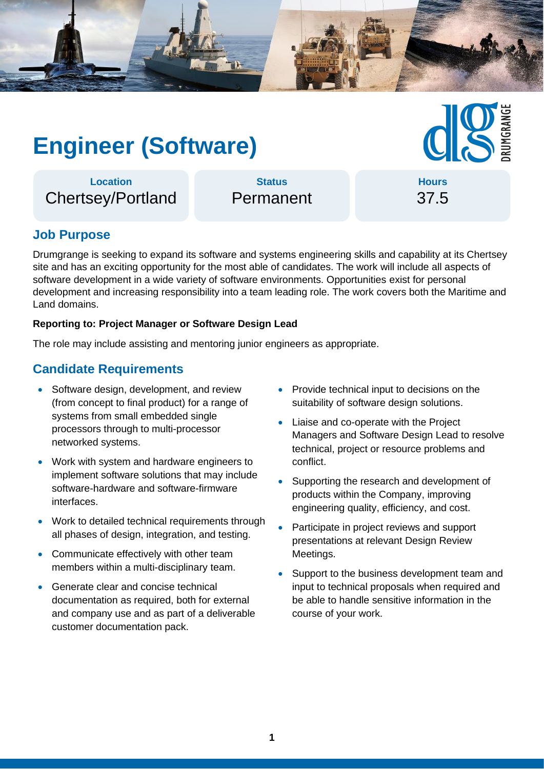# Engineer (Software)

| Location | Status | Hours |
|---|---|---|
| Chertsey/Portland | Permanent | 37.5 |

## Job Purpose

Drumgrange is seeking to expand its software and systems engineering skills and capability at its Chertsey site and has an exciting opportunity for the most able of candidates. The work will include all aspects of software development in a wide variety of software environments. Opportunities exist for personal development and increasing responsibility into a team leading role. The work covers both the Maritime and Land domains.

**Reporting to: Project Manager or Software Design Lead**

The role may include assisting and mentoring junior engineers as appropriate.

## Candidate Requirements

- Software design, development, and review (from concept to final product) for a range of systems from small embedded single processors through to multi-processor networked systems.
- Work with system and hardware engineers to implement software solutions that may include software-hardware and software-firmware interfaces.
- Work to detailed technical requirements through all phases of design, integration, and testing.
- Communicate effectively with other team members within a multi-disciplinary team.
- Generate clear and concise technical documentation as required, both for external and company use and as part of a deliverable customer documentation pack.
- Provide technical input to decisions on the suitability of software design solutions.
- Liaise and co-operate with the Project Managers and Software Design Lead to resolve technical, project or resource problems and conflict.
- Supporting the research and development of products within the Company, improving engineering quality, efficiency, and cost.
- Participate in project reviews and support presentations at relevant Design Review Meetings.
- Support to the business development team and input to technical proposals when required and be able to handle sensitive information in the course of your work.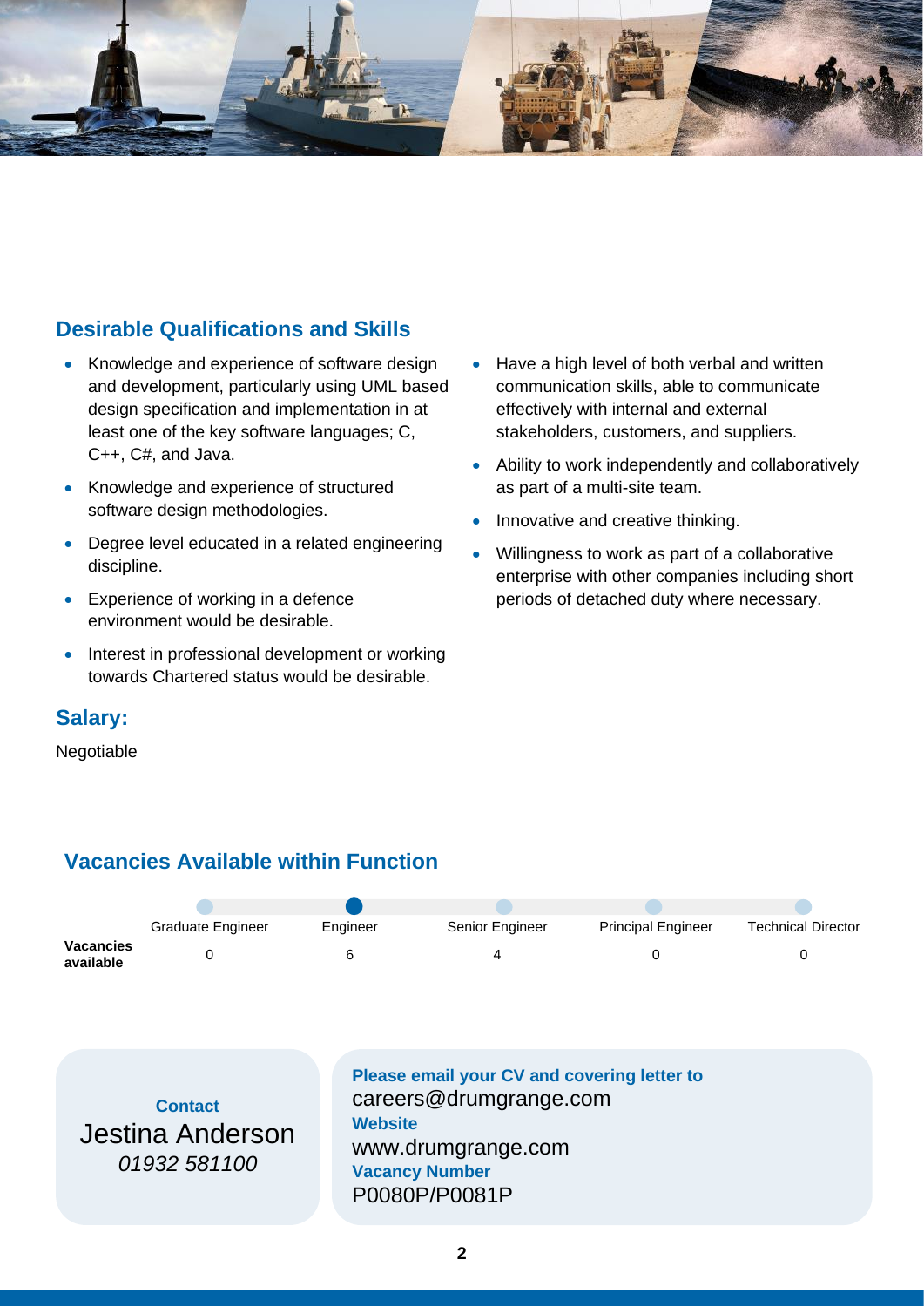## Desirable Qualifications and Skills

- Knowledge and experience of software design and development, particularly using UML based design specification and implementation in at least one of the key software languages; C, C++, C#, and Java.
- Knowledge and experience of structured software design methodologies.
- Degree level educated in a related engineering discipline.
- Experience of working in a defence environment would be desirable.
- Interest in professional development or working towards Chartered status would be desirable.
- Have a high level of both verbal and written communication skills, able to communicate effectively with internal and external stakeholders, customers, and suppliers.
- Ability to work independently and collaboratively as part of a multi-site team.
- Innovative and creative thinking.
- Willingness to work as part of a collaborative enterprise with other companies including short periods of detached duty where necessary.

## Salary:

Negotiable

## Vacancies Available within Function

| | Graduate Engineer | Engineer | Senior Engineer | Principal Engineer | Technical Director |
|---|---|---|---|---|---|
| **Vacancies available** | 0 | 6 | 4 | 0 | 0 |

**Contact**
Jestina Anderson
*01932 581100*

**Please email your CV and covering letter to**
careers@drumgrange.com

**Website**
www.drumgrange.com

**Vacancy Number**
P0080P/P0081P